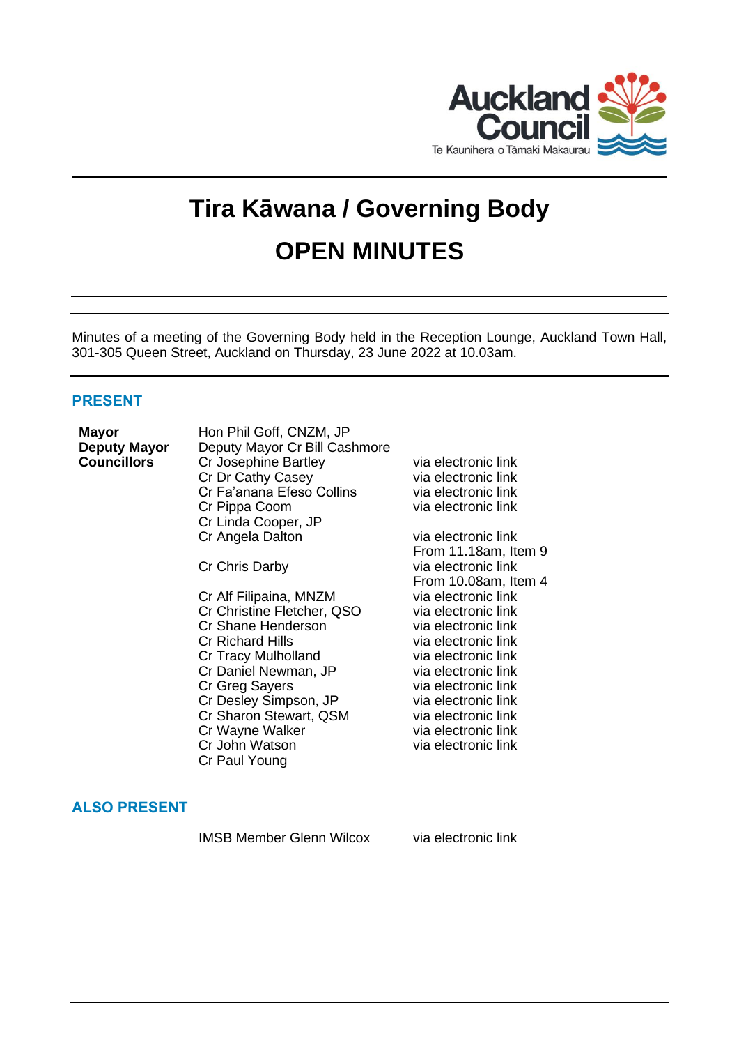Auckland Council
Te Kaunihera o Tāmaki Makaurau

# Tira Kāwana / Governing Body

# OPEN MINUTES

Minutes of a meeting of the Governing Body held in the Reception Lounge, Auckland Town Hall, 301-305 Queen Street, Auckland on Thursday, 23 June 2022 at 10.03am.

## PRESENT

| | | |
|---|---|---|
| **Mayor** | Hon Phil Goff, CNZM, JP | |
| **Deputy Mayor** | Deputy Mayor Cr Bill Cashmore | |
| **Councillors** | Cr Josephine Bartley | via electronic link |
| | Cr Dr Cathy Casey | via electronic link |
| | Cr Fa'anana Efeso Collins | via electronic link |
| | Cr Pippa Coom | via electronic link |
| | Cr Linda Cooper, JP | |
| | Cr Angela Dalton | via electronic link<br>From 11.18am, Item 9 |
| | Cr Chris Darby | via electronic link<br>From 10.08am, Item 4 |
| | Cr Alf Filipaina, MNZM | via electronic link |
| | Cr Christine Fletcher, QSO | via electronic link |
| | Cr Shane Henderson | via electronic link |
| | Cr Richard Hills | via electronic link |
| | Cr Tracy Mulholland | via electronic link |
| | Cr Daniel Newman, JP | via electronic link |
| | Cr Greg Sayers | via electronic link |
| | Cr Desley Simpson, JP | via electronic link |
| | Cr Sharon Stewart, QSM | via electronic link |
| | Cr Wayne Walker | via electronic link |
| | Cr John Watson | via electronic link |
| | Cr Paul Young | |

## ALSO PRESENT

| | | |
|---|---|---|
| | IMSB Member Glenn Wilcox | via electronic link |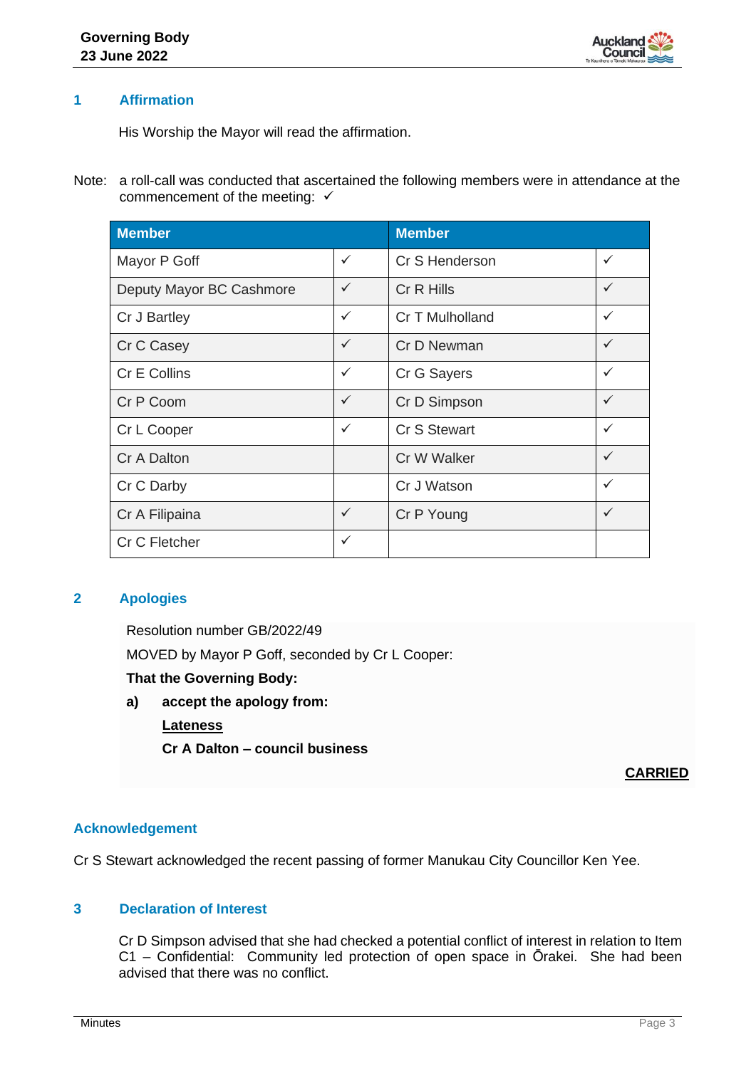## 1 Affirmation

His Worship the Mayor will read the affirmation.

Note: a roll-call was conducted that ascertained the following members were in attendance at the commencement of the meeting: ✓

| Member | | Member | |
|---|---|---|---|
| Mayor P Goff | ✓ | Cr S Henderson | ✓ |
| Deputy Mayor BC Cashmore | ✓ | Cr R Hills | ✓ |
| Cr J Bartley | ✓ | Cr T Mulholland | ✓ |
| Cr C Casey | ✓ | Cr D Newman | ✓ |
| Cr E Collins | ✓ | Cr G Sayers | ✓ |
| Cr P Coom | ✓ | Cr D Simpson | ✓ |
| Cr L Cooper | ✓ | Cr S Stewart | ✓ |
| Cr A Dalton | | Cr W Walker | ✓ |
| Cr C Darby | | Cr J Watson | ✓ |
| Cr A Filipaina | ✓ | Cr P Young | ✓ |
| Cr C Fletcher | ✓ | | |

## 2 Apologies

Resolution number GB/2022/49

MOVED by Mayor P Goff, seconded by Cr L Cooper:

**That the Governing Body:**

**a) accept the apology from:**

**<u>Lateness</u>**

**Cr A Dalton – council business**

**<u>CARRIED</u>**

## Acknowledgement

Cr S Stewart acknowledged the recent passing of former Manukau City Councillor Ken Yee.

## 3 Declaration of Interest

Cr D Simpson advised that she had checked a potential conflict of interest in relation to Item C1 – Confidential: Community led protection of open space in Ōrakei. She had been advised that there was no conflict.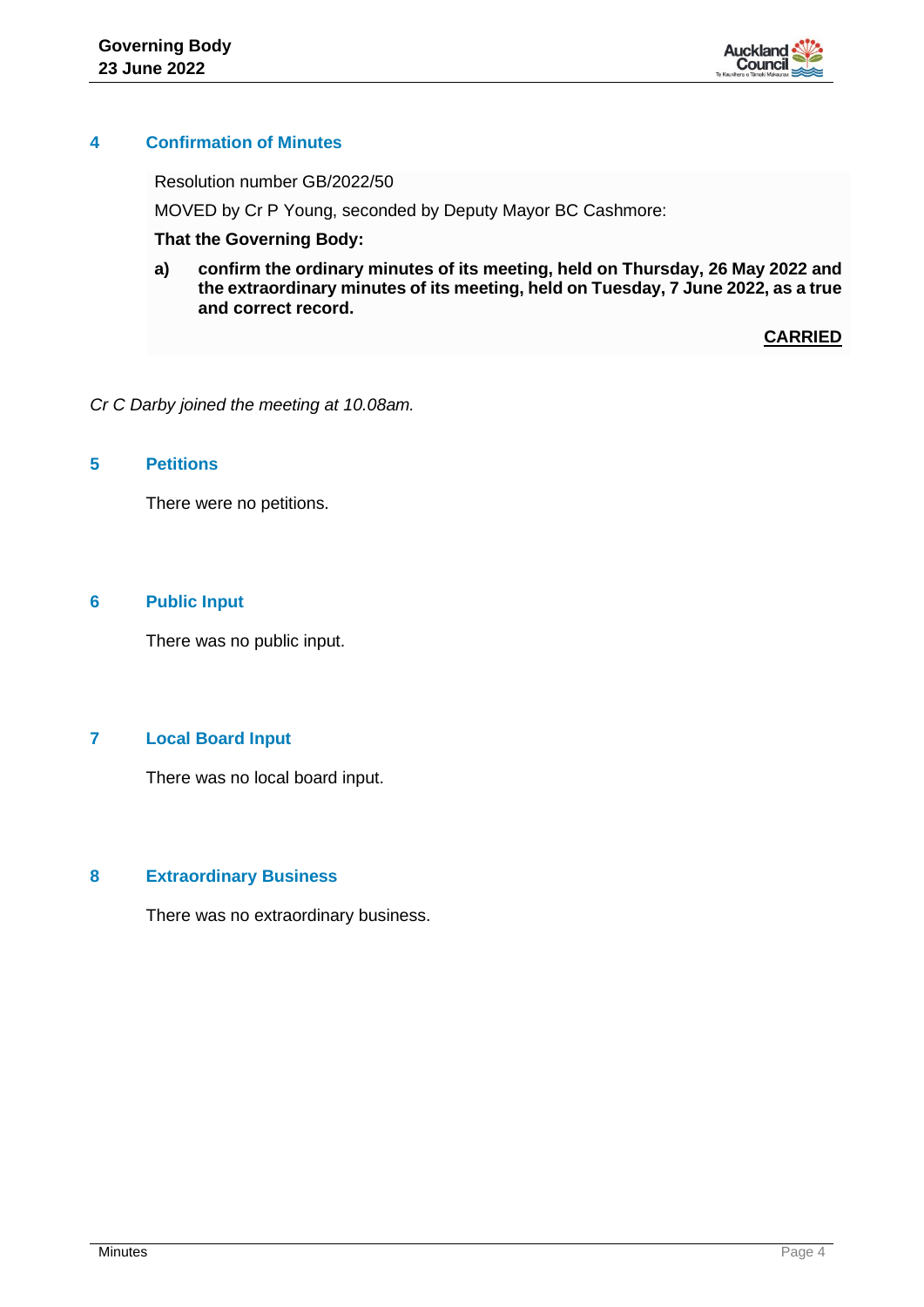## 4 Confirmation of Minutes

Resolution number GB/2022/50

MOVED by Cr P Young, seconded by Deputy Mayor BC Cashmore:

**That the Governing Body:**

**a) confirm the ordinary minutes of its meeting, held on Thursday, 26 May 2022 and the extraordinary minutes of its meeting, held on Tuesday, 7 June 2022, as a true and correct record.**

**CARRIED**

*Cr C Darby joined the meeting at 10.08am.*

## 5 Petitions

There were no petitions.

## 6 Public Input

There was no public input.

## 7 Local Board Input

There was no local board input.

## 8 Extraordinary Business

There was no extraordinary business.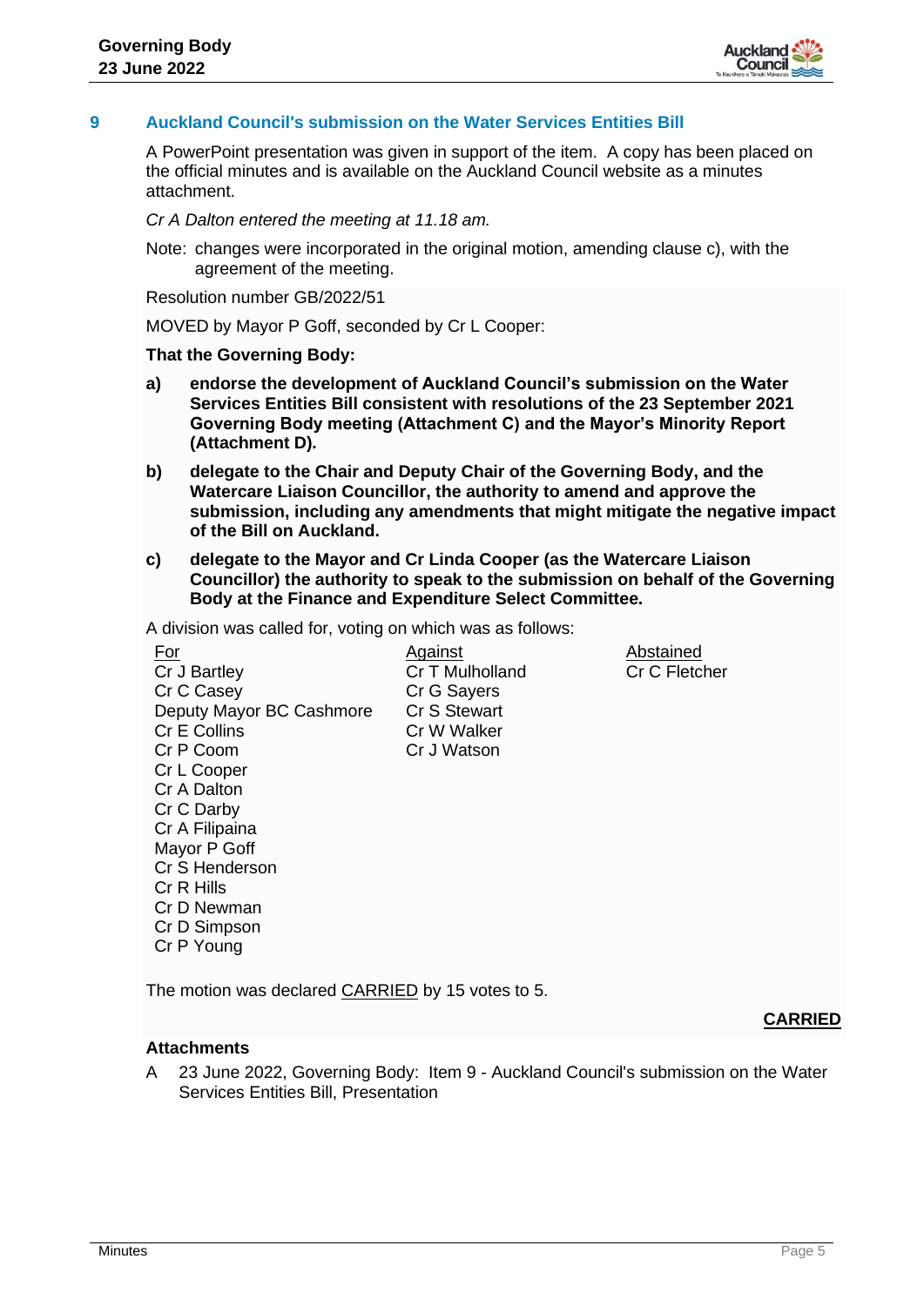## 9 Auckland Council's submission on the Water Services Entities Bill

A PowerPoint presentation was given in support of the item. A copy has been placed on the official minutes and is available on the Auckland Council website as a minutes attachment.

*Cr A Dalton entered the meeting at 11.18 am.*

Note: changes were incorporated in the original motion, amending clause c), with the agreement of the meeting.

Resolution number GB/2022/51

MOVED by Mayor P Goff, seconded by Cr L Cooper:

**That the Governing Body:**

**a) endorse the development of Auckland Council's submission on the Water Services Entities Bill consistent with resolutions of the 23 September 2021 Governing Body meeting (Attachment C) and the Mayor's Minority Report (Attachment D).**

**b) delegate to the Chair and Deputy Chair of the Governing Body, and the Watercare Liaison Councillor, the authority to amend and approve the submission, including any amendments that might mitigate the negative impact of the Bill on Auckland.**

**c) delegate to the Mayor and Cr Linda Cooper (as the Watercare Liaison Councillor) the authority to speak to the submission on behalf of the Governing Body at the Finance and Expenditure Select Committee.**

A division was called for, voting on which was as follows:

| For | Against | Abstained |
|---|---|---|
| Cr J Bartley | Cr T Mulholland | Cr C Fletcher |
| Cr C Casey | Cr G Sayers | |
| Deputy Mayor BC Cashmore | Cr S Stewart | |
| Cr E Collins | Cr W Walker | |
| Cr P Coom | Cr J Watson | |
| Cr L Cooper | | |
| Cr A Dalton | | |
| Cr C Darby | | |
| Cr A Filipaina | | |
| Mayor P Goff | | |
| Cr S Henderson | | |
| Cr R Hills | | |
| Cr D Newman | | |
| Cr D Simpson | | |
| Cr P Young | | |

The motion was declared CARRIED by 15 votes to 5.

**CARRIED**

### Attachments

A 23 June 2022, Governing Body: Item 9 - Auckland Council's submission on the Water Services Entities Bill, Presentation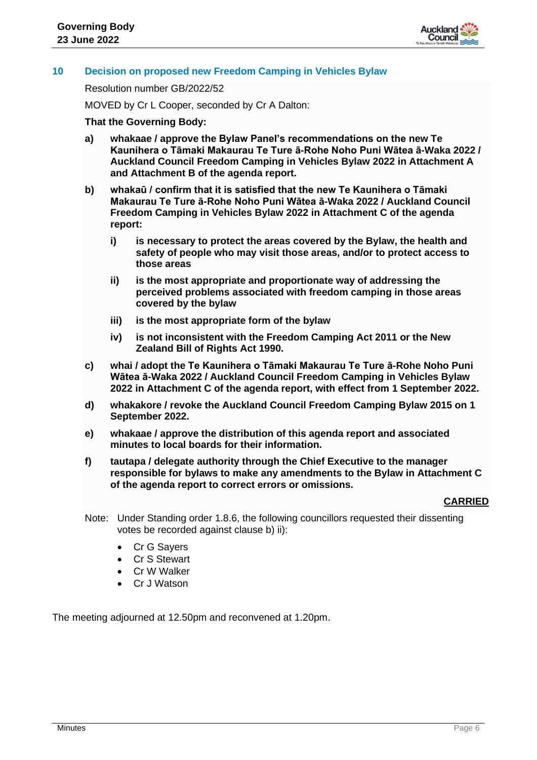## 10 Decision on proposed new Freedom Camping in Vehicles Bylaw

Resolution number GB/2022/52

MOVED by Cr L Cooper, seconded by Cr A Dalton:

**That the Governing Body:**

**a) whakaae / approve the Bylaw Panel's recommendations on the new Te Kaunihera o Tāmaki Makaurau Te Ture ā-Rohe Noho Puni Wātea ā-Waka 2022 / Auckland Council Freedom Camping in Vehicles Bylaw 2022 in Attachment A and Attachment B of the agenda report.**

**b) whakaū / confirm that it is satisfied that the new Te Kaunihera o Tāmaki Makaurau Te Ture ā-Rohe Noho Puni Wātea ā-Waka 2022 / Auckland Council Freedom Camping in Vehicles Bylaw 2022 in Attachment C of the agenda report:**

**i) is necessary to protect the areas covered by the Bylaw, the health and safety of people who may visit those areas, and/or to protect access to those areas**

**ii) is the most appropriate and proportionate way of addressing the perceived problems associated with freedom camping in those areas covered by the bylaw**

**iii) is the most appropriate form of the bylaw**

**iv) is not inconsistent with the Freedom Camping Act 2011 or the New Zealand Bill of Rights Act 1990.**

**c) whai / adopt the Te Kaunihera o Tāmaki Makaurau Te Ture ā-Rohe Noho Puni Wātea ā-Waka 2022 / Auckland Council Freedom Camping in Vehicles Bylaw 2022 in Attachment C of the agenda report, with effect from 1 September 2022.**

**d) whakakore / revoke the Auckland Council Freedom Camping Bylaw 2015 on 1 September 2022.**

**e) whakaae / approve the distribution of this agenda report and associated minutes to local boards for their information.**

**f) tautapa / delegate authority through the Chief Executive to the manager responsible for bylaws to make any amendments to the Bylaw in Attachment C of the agenda report to correct errors or omissions.**

**CARRIED**

Note: Under Standing order 1.8.6, the following councillors requested their dissenting votes be recorded against clause b) ii):

- Cr G Sayers
- Cr S Stewart
- Cr W Walker
- Cr J Watson

The meeting adjourned at 12.50pm and reconvened at 1.20pm.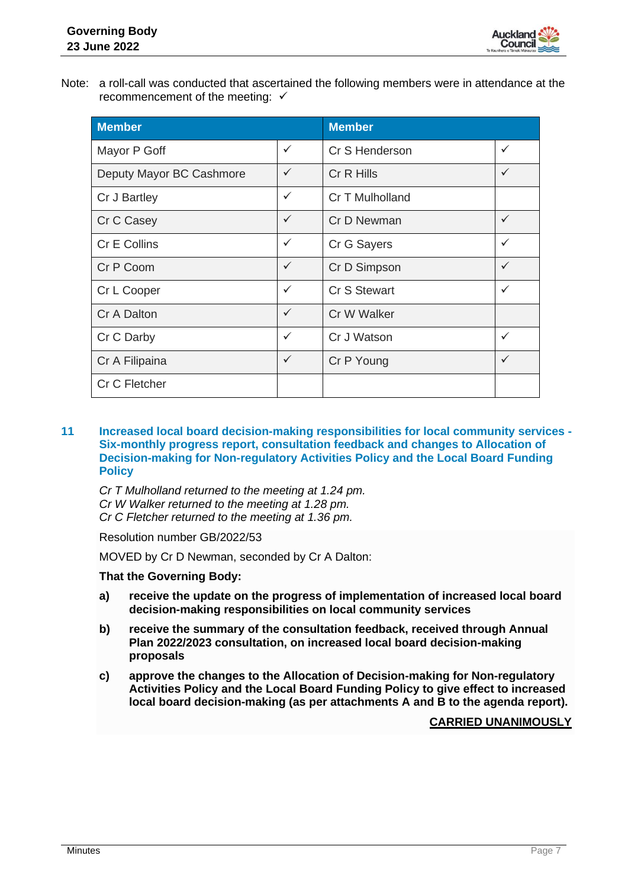Note: a roll-call was conducted that ascertained the following members were in attendance at the recommencement of the meeting: ✓

| Member | | Member | |
|---|---|---|---|
| Mayor P Goff | ✓ | Cr S Henderson | ✓ |
| Deputy Mayor BC Cashmore | ✓ | Cr R Hills | ✓ |
| Cr J Bartley | ✓ | Cr T Mulholland | |
| Cr C Casey | ✓ | Cr D Newman | ✓ |
| Cr E Collins | ✓ | Cr G Sayers | ✓ |
| Cr P Coom | ✓ | Cr D Simpson | ✓ |
| Cr L Cooper | ✓ | Cr S Stewart | ✓ |
| Cr A Dalton | ✓ | Cr W Walker | |
| Cr C Darby | ✓ | Cr J Watson | ✓ |
| Cr A Filipaina | ✓ | Cr P Young | ✓ |
| Cr C Fletcher | | | |

## 11 Increased local board decision-making responsibilities for local community services - Six-monthly progress report, consultation feedback and changes to Allocation of Decision-making for Non-regulatory Activities Policy and the Local Board Funding Policy

*Cr T Mulholland returned to the meeting at 1.24 pm.*
*Cr W Walker returned to the meeting at 1.28 pm.*
*Cr C Fletcher returned to the meeting at 1.36 pm.*

Resolution number GB/2022/53

MOVED by Cr D Newman, seconded by Cr A Dalton:

**That the Governing Body:**

**a) receive the update on the progress of implementation of increased local board decision-making responsibilities on local community services**

**b) receive the summary of the consultation feedback, received through Annual Plan 2022/2023 consultation, on increased local board decision-making proposals**

**c) approve the changes to the Allocation of Decision-making for Non-regulatory Activities Policy and the Local Board Funding Policy to give effect to increased local board decision-making (as per attachments A and B to the agenda report).**

**CARRIED UNANIMOUSLY**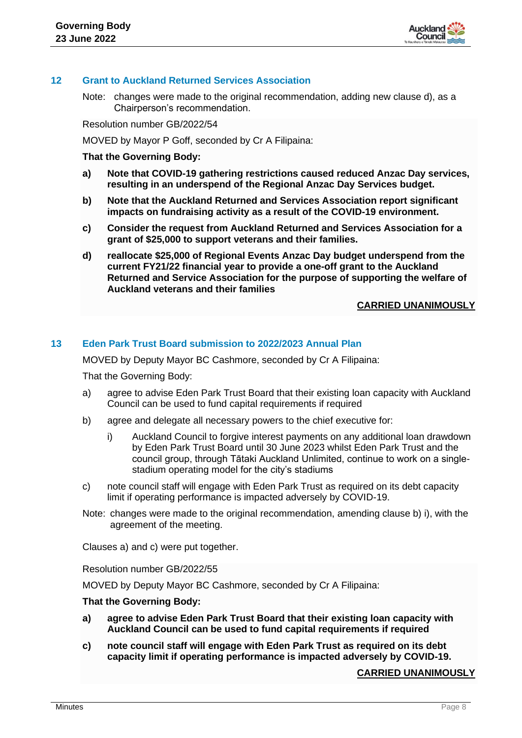## 12 Grant to Auckland Returned Services Association

Note: changes were made to the original recommendation, adding new clause d), as a Chairperson's recommendation.

Resolution number GB/2022/54

MOVED by Mayor P Goff, seconded by Cr A Filipaina:

**That the Governing Body:**

**a) Note that COVID-19 gathering restrictions caused reduced Anzac Day services, resulting in an underspend of the Regional Anzac Day Services budget.**

**b) Note that the Auckland Returned and Services Association report significant impacts on fundraising activity as a result of the COVID-19 environment.**

**c) Consider the request from Auckland Returned and Services Association for a grant of $25,000 to support veterans and their families.**

**d) reallocate $25,000 of Regional Events Anzac Day budget underspend from the current FY21/22 financial year to provide a one-off grant to the Auckland Returned and Service Association for the purpose of supporting the welfare of Auckland veterans and their families**

**CARRIED UNANIMOUSLY**

## 13 Eden Park Trust Board submission to 2022/2023 Annual Plan

MOVED by Deputy Mayor BC Cashmore, seconded by Cr A Filipaina:

That the Governing Body:

a) agree to advise Eden Park Trust Board that their existing loan capacity with Auckland Council can be used to fund capital requirements if required

b) agree and delegate all necessary powers to the chief executive for:

   i) Auckland Council to forgive interest payments on any additional loan drawdown by Eden Park Trust Board until 30 June 2023 whilst Eden Park Trust and the council group, through Tātaki Auckland Unlimited, continue to work on a single-stadium operating model for the city's stadiums

c) note council staff will engage with Eden Park Trust as required on its debt capacity limit if operating performance is impacted adversely by COVID-19.

Note: changes were made to the original recommendation, amending clause b) i), with the agreement of the meeting.

Clauses a) and c) were put together.

Resolution number GB/2022/55

MOVED by Deputy Mayor BC Cashmore, seconded by Cr A Filipaina:

**That the Governing Body:**

**a) agree to advise Eden Park Trust Board that their existing loan capacity with Auckland Council can be used to fund capital requirements if required**

**c) note council staff will engage with Eden Park Trust as required on its debt capacity limit if operating performance is impacted adversely by COVID-19.**

**CARRIED UNANIMOUSLY**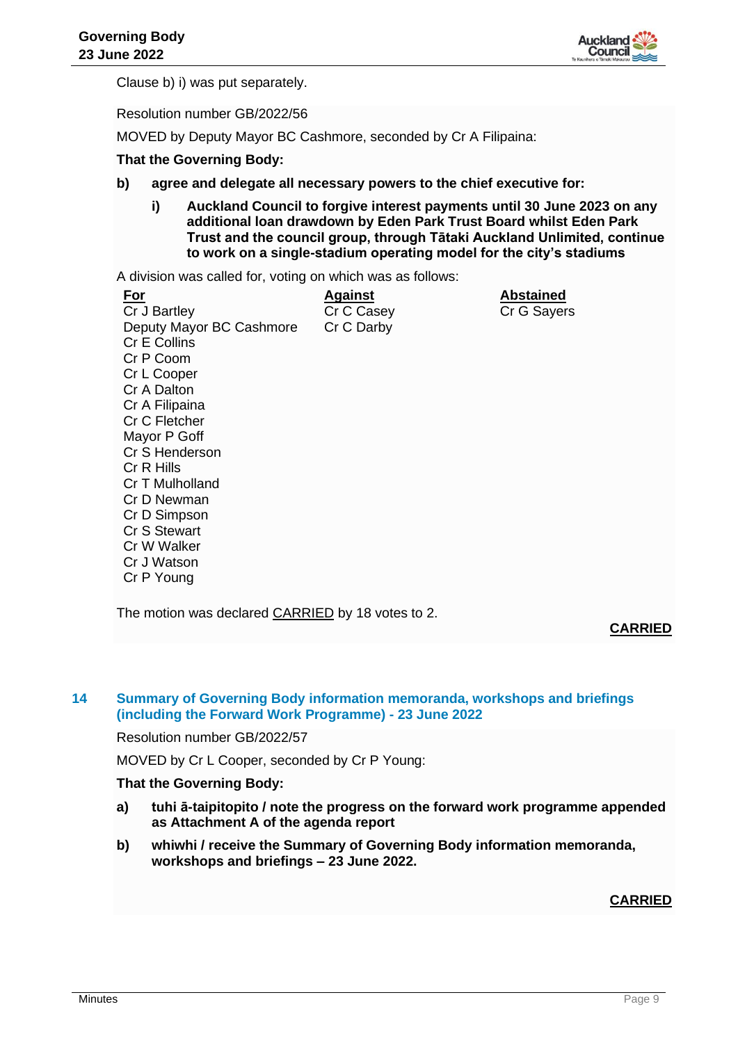Clause b) i) was put separately.

Resolution number GB/2022/56

MOVED by Deputy Mayor BC Cashmore, seconded by Cr A Filipaina:

**That the Governing Body:**

**b) agree and delegate all necessary powers to the chief executive for:**

**i) Auckland Council to forgive interest payments until 30 June 2023 on any additional loan drawdown by Eden Park Trust Board whilst Eden Park Trust and the council group, through Tātaki Auckland Unlimited, continue to work on a single-stadium operating model for the city's stadiums**

A division was called for, voting on which was as follows:

| For | Against | Abstained |
|---|---|---|
| Cr J Bartley | Cr C Casey | Cr G Sayers |
| Deputy Mayor BC Cashmore | Cr C Darby | |
| Cr E Collins | | |
| Cr P Coom | | |
| Cr L Cooper | | |
| Cr A Dalton | | |
| Cr A Filipaina | | |
| Cr C Fletcher | | |
| Mayor P Goff | | |
| Cr S Henderson | | |
| Cr R Hills | | |
| Cr T Mulholland | | |
| Cr D Newman | | |
| Cr D Simpson | | |
| Cr S Stewart | | |
| Cr W Walker | | |
| Cr J Watson | | |
| Cr P Young | | |

The motion was declared CARRIED by 18 votes to 2.

**CARRIED**

## 14 Summary of Governing Body information memoranda, workshops and briefings (including the Forward Work Programme) - 23 June 2022

Resolution number GB/2022/57

MOVED by Cr L Cooper, seconded by Cr P Young:

**That the Governing Body:**

**a) tuhi ā-taipitopito / note the progress on the forward work programme appended as Attachment A of the agenda report**

**b) whiwhi / receive the Summary of Governing Body information memoranda, workshops and briefings – 23 June 2022.**

**CARRIED**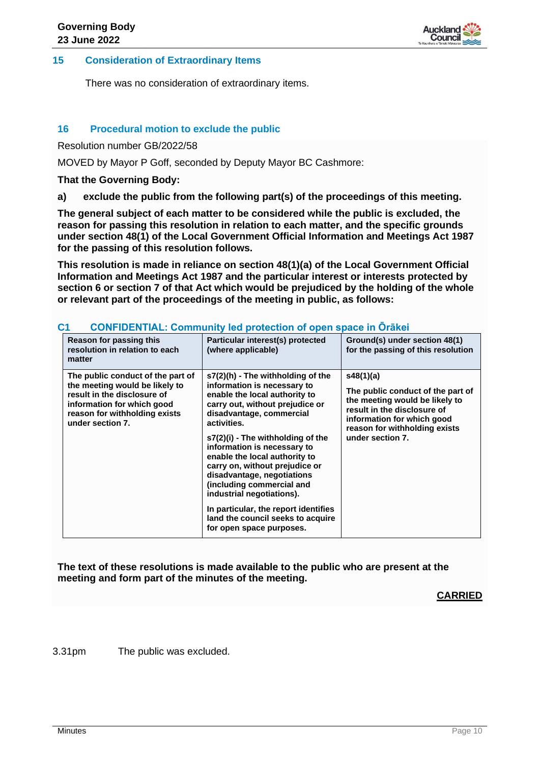## 15 Consideration of Extraordinary Items

There was no consideration of extraordinary items.

## 16 Procedural motion to exclude the public

Resolution number GB/2022/58

MOVED by Mayor P Goff, seconded by Deputy Mayor BC Cashmore:

**That the Governing Body:**

**a) exclude the public from the following part(s) of the proceedings of this meeting.**

**The general subject of each matter to be considered while the public is excluded, the reason for passing this resolution in relation to each matter, and the specific grounds under section 48(1) of the Local Government Official Information and Meetings Act 1987 for the passing of this resolution follows.**

**This resolution is made in reliance on section 48(1)(a) of the Local Government Official Information and Meetings Act 1987 and the particular interest or interests protected by section 6 or section 7 of that Act which would be prejudiced by the holding of the whole or relevant part of the proceedings of the meeting in public, as follows:**

### C1 CONFIDENTIAL: Community led protection of open space in Ōrākei

| Reason for passing this resolution in relation to each matter | Particular interest(s) protected (where applicable) | Ground(s) under section 48(1) for the passing of this resolution |
|---|---|---|
| The public conduct of the part of the meeting would be likely to result in the disclosure of information for which good reason for withholding exists under section 7. | s7(2)(h) - The withholding of the information is necessary to enable the local authority to carry out, without prejudice or disadvantage, commercial activities.<br><br>s7(2)(i) - The withholding of the information is necessary to enable the local authority to carry on, without prejudice or disadvantage, negotiations (including commercial and industrial negotiations).<br><br>In particular, the report identifies land the council seeks to acquire for open space purposes. | s48(1)(a)<br><br>The public conduct of the part of the meeting would be likely to result in the disclosure of information for which good reason for withholding exists under section 7. |

**The text of these resolutions is made available to the public who are present at the meeting and form part of the minutes of the meeting.**

**CARRIED**

3.31pm The public was excluded.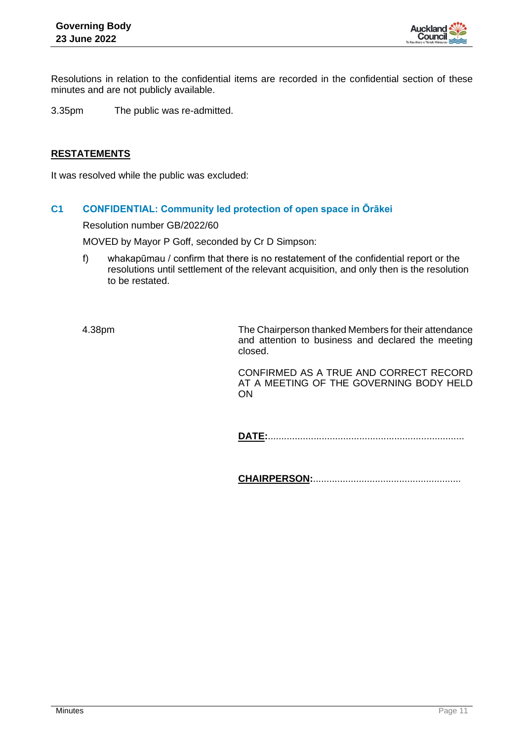Resolutions in relation to the confidential items are recorded in the confidential section of these minutes and are not publicly available.

3.35pm The public was re-admitted.

## RESTATEMENTS

It was resolved while the public was excluded:

### C1 CONFIDENTIAL: Community led protection of open space in Ōrākei

Resolution number GB/2022/60

MOVED by Mayor P Goff, seconded by Cr D Simpson:

f) whakapūmau / confirm that there is no restatement of the confidential report or the resolutions until settlement of the relevant acquisition, and only then is the resolution to be restated.

4.38pm The Chairperson thanked Members for their attendance and attention to business and declared the meeting closed.

CONFIRMED AS A TRUE AND CORRECT RECORD AT A MEETING OF THE GOVERNING BODY HELD ON

**DATE:**........................................................................

**CHAIRPERSON:**......................................................